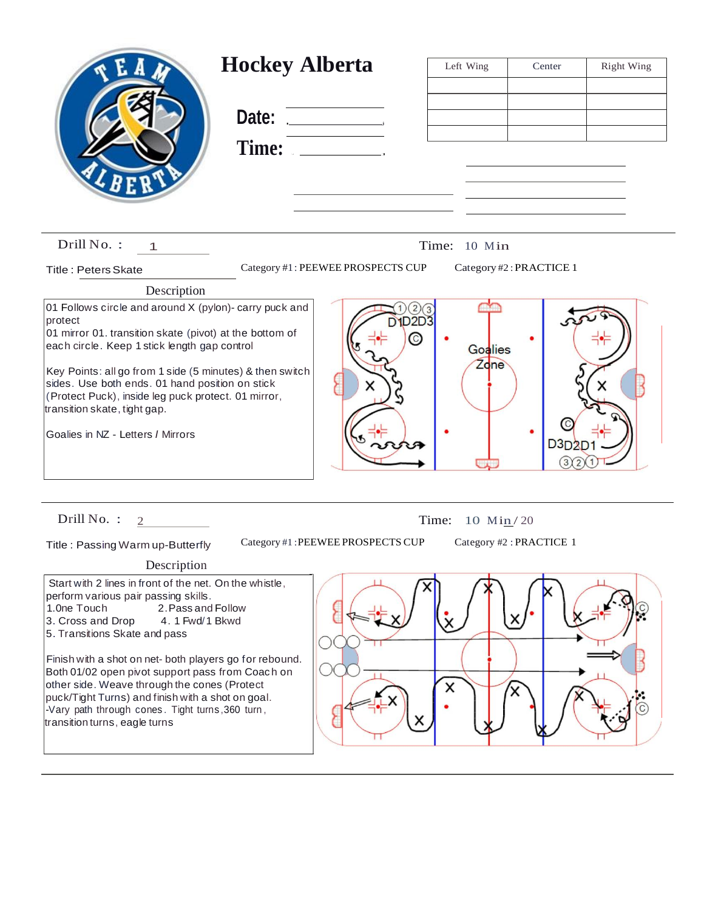# Hockey Alberta

**Date:** ____________

**Time:** ____________

| Left Wing | Center | Right Wing |
|---|---|---|
| | | |
| | | |
| | | |
| | | |

---

Drill No. : 1

Time: 10 Min

Title : Peters Skate

Category #1 : PEEWEE PROSPECTS CUP

Category #2 : PRACTICE 1

Description

01 Follows circle and around X (pylon)- carry puck and protect
01 mirror 01. transition skate (pivot) at the bottom of each circle. Keep 1 stick length gap control

Key Points: all go from 1 side (5 minutes) & then switch sides. Use both ends. 01 hand position on stick (Protect Puck), inside leg puck protect. 01 mirror, transition skate, tight gap.

Goalies in NZ - Letters / Mirrors

---

Drill No. : 2

Time: 10 Min / 20

Title : Passing Warm up-Butterfly

Category #1 : PEEWEE PROSPECTS CUP

Category #2 : PRACTICE 1

Description

Start with 2 lines in front of the net. On the whistle, perform various pair passing skills.
1.One Touch 2.Pass and Follow
3. Cross and Drop 4. 1 Fwd/1 Bkwd
5. Transitions Skate and pass

Finish with a shot on net- both players go for rebound.
Both 01/02 open pivot support pass from Coach on other side. Weave through the cones (Protect puck/Tight Turns) and finish with a shot on goal.
-Vary path through cones. Tight turns, 360 turn, transition turns, eagle turns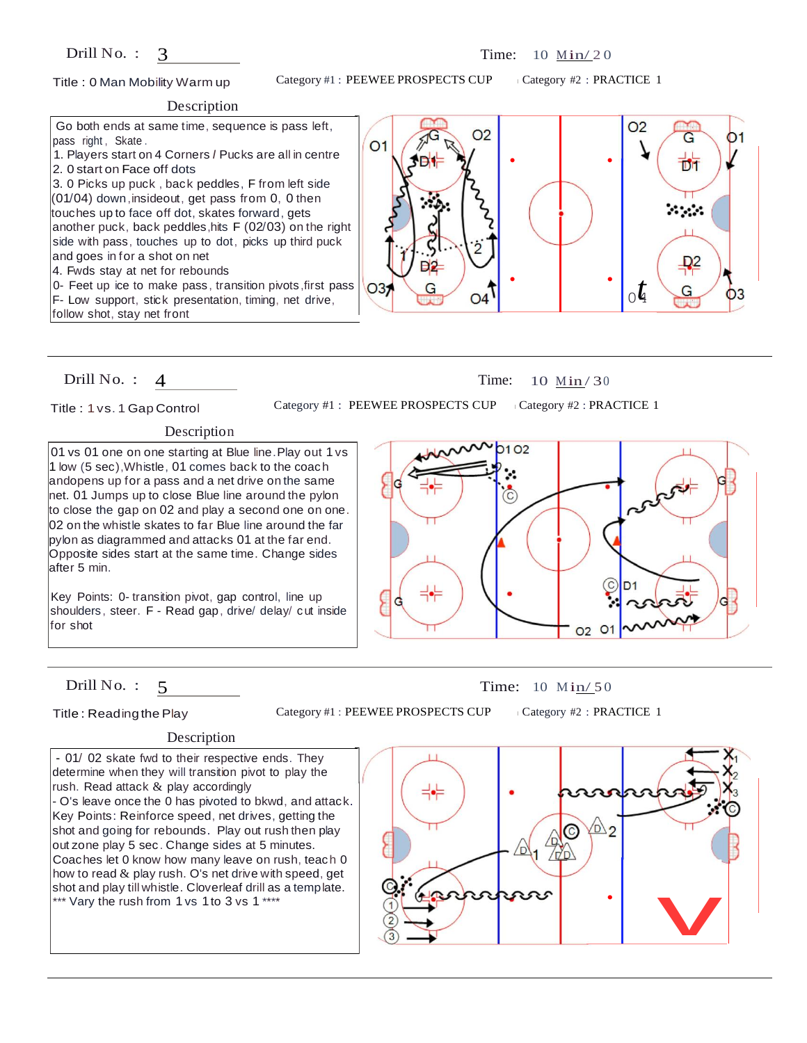**Drill No. :** 3

**Time:** 10 Min/20

**Title :** 0 Man Mobility Warm up

**Category #1 :** PEEWEE PROSPECTS CUP **Category #2 :** PRACTICE 1

**Description**

Go both ends at same time, sequence is pass left, pass right, Skate.

1. Players start on 4 Corners / Pucks are all in centre
2. 0 start on Face off dots
3. 0 Picks up puck, back peddles, F from left side (01/04) down, insideout, get pass from 0, 0 then touches up to face off dot, skates forward, gets another puck, back peddles, hits F (02/03) on the right side with pass, touches up to dot, picks up third puck and goes in for a shot on net
4. Fwds stay at net for rebounds

0- Feet up ice to make pass, transition pivots, first pass
F- Low support, stick presentation, timing, net drive, follow shot, stay net front

---

**Drill No. :** 4

**Time:** 10 Min/30

**Title :** 1 vs. 1 Gap Control

**Category #1 :** PEEWEE PROSPECTS CUP **Category #2 :** PRACTICE 1

**Description**

01 vs 01 one on one starting at Blue line. Play out 1 vs 1 low (5 sec), Whistle, 01 comes back to the coach andopens up for a pass and a net drive on the same net. 01 Jumps up to close Blue line around the pylon to close the gap on 02 and play a second one on one. 02 on the whistle skates to far Blue line around the far pylon as diagrammed and attacks 01 at the far end. Opposite sides start at the same time. Change sides after 5 min.

Key Points: 0- transition pivot, gap control, line up shoulders, steer. F - Read gap, drive/ delay/ cut inside for shot

---

**Drill No. :** 5

**Time:** 10 Min/50

**Title :** Reading the Play

**Category #1 :** PEEWEE PROSPECTS CUP **Category #2 :** PRACTICE 1

**Description**

- 01/ 02 skate fwd to their respective ends. They determine when they will transition pivot to play the rush. Read attack & play accordingly
- O's leave once the 0 has pivoted to bkwd, and attack.

Key Points: Reinforce speed, net drives, getting the shot and going for rebounds. Play out rush then play out zone play 5 sec. Change sides at 5 minutes.
Coaches let 0 know how many leave on rush, teach 0 how to read & play rush. O's net drive with speed, get shot and play till whistle. Cloverleaf drill as a template.
*** Vary the rush from 1 vs 1 to 3 vs 1 ****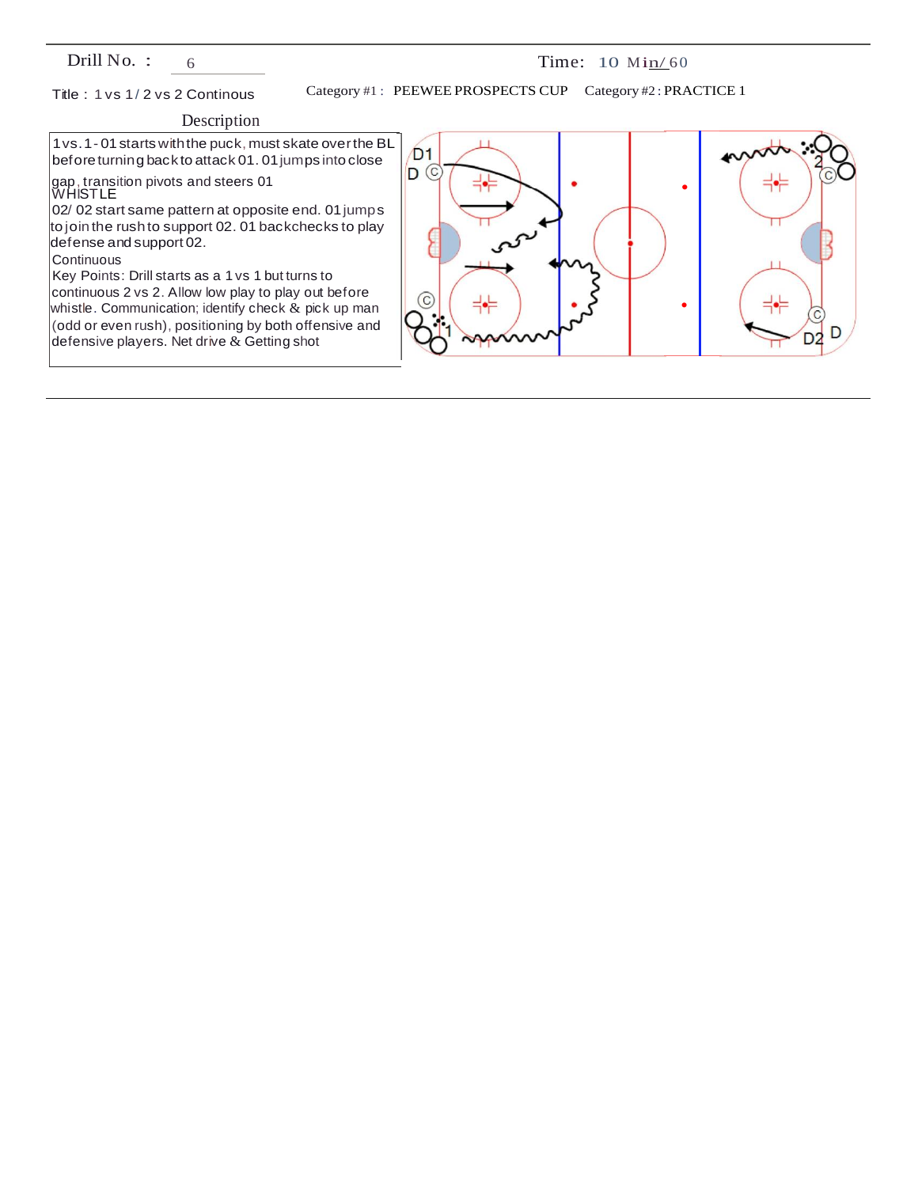Drill No. : 6

Time: 10 Min/ 60

Title : 1 vs 1 / 2 vs 2 Continous

Category #1 : PEEWEE PROSPECTS CUP    Category #2 : PRACTICE 1

Description

1vs.1 - 01 starts with the puck, must skate over the BL before turning back to attack 01. 01 jumps into close gap, transition pivots and steers 01
WHISTLE
02/ 02 start same pattern at opposite end. 01 jumps to join the rush to support 02. 01 backchecks to play defense and support 02.
Continuous
Key Points: Drill starts as a 1 vs 1 but turns to continuous 2 vs 2. Allow low play to play out before whistle. Communication; identify check & pick up man (odd or even rush), positioning by both offensive and defensive players. Net drive & Getting shot

D1
D
C
C
1
2
C
C
D2 D